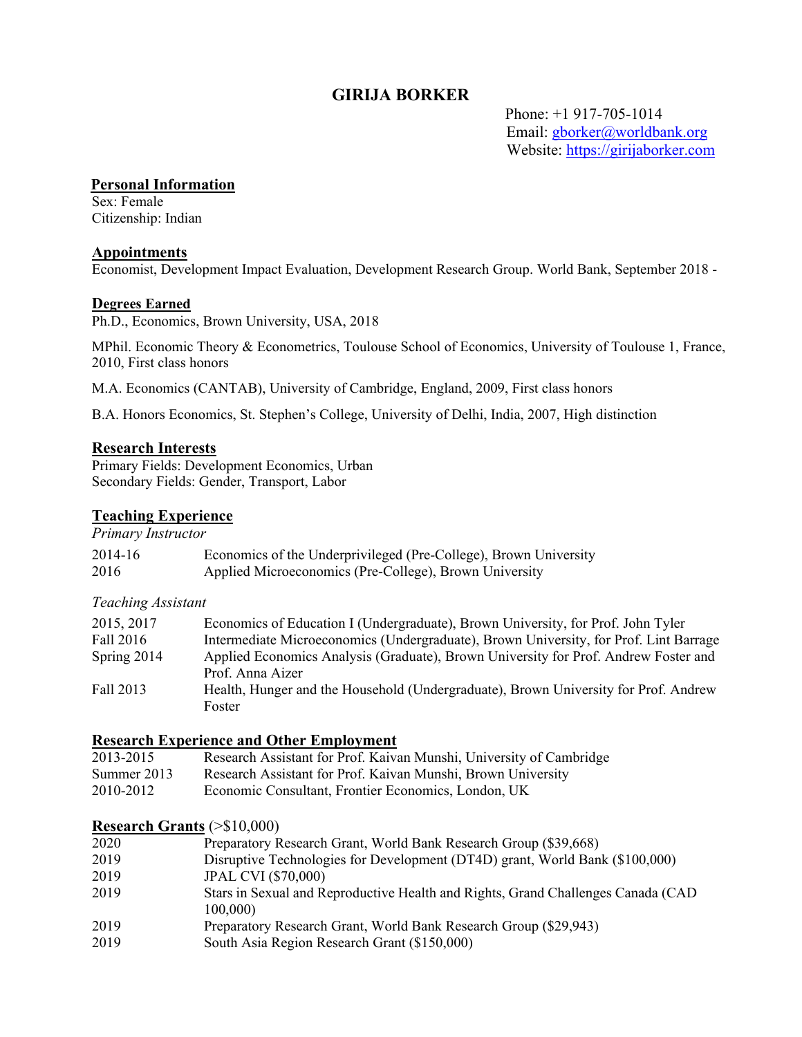# GIRIJA BORKER

Phone: +1 917-705-1014
Email: gborker@worldbank.org
Website: https://girijaborker.com

## Personal Information

Sex: Female
Citizenship: Indian

## Appointments

Economist, Development Impact Evaluation, Development Research Group. World Bank, September 2018 -

## Degrees Earned

Ph.D., Economics, Brown University, USA, 2018

MPhil. Economic Theory & Econometrics, Toulouse School of Economics, University of Toulouse 1, France, 2010, First class honors

M.A. Economics (CANTAB), University of Cambridge, England, 2009, First class honors

B.A. Honors Economics, St. Stephen's College, University of Delhi, India, 2007, High distinction

## Research Interests

Primary Fields: Development Economics, Urban
Secondary Fields: Gender, Transport, Labor

## Teaching Experience

*Primary Instructor*

| | |
|---|---|
| 2014-16 | Economics of the Underprivileged (Pre-College), Brown University |
| 2016 | Applied Microeconomics (Pre-College), Brown University |

*Teaching Assistant*

| | |
|---|---|
| 2015, 2017 | Economics of Education I (Undergraduate), Brown University, for Prof. John Tyler |
| Fall 2016 | Intermediate Microeconomics (Undergraduate), Brown University, for Prof. Lint Barrage |
| Spring 2014 | Applied Economics Analysis (Graduate), Brown University for Prof. Andrew Foster and Prof. Anna Aizer |
| Fall 2013 | Health, Hunger and the Household (Undergraduate), Brown University for Prof. Andrew Foster |

## Research Experience and Other Employment

| | |
|---|---|
| 2013-2015 | Research Assistant for Prof. Kaivan Munshi, University of Cambridge |
| Summer 2013 | Research Assistant for Prof. Kaivan Munshi, Brown University |
| 2010-2012 | Economic Consultant, Frontier Economics, London, UK |

## Research Grants (>$10,000)

| | |
|---|---|
| 2020 | Preparatory Research Grant, World Bank Research Group ($39,668) |
| 2019 | Disruptive Technologies for Development (DT4D) grant, World Bank ($100,000) |
| 2019 | JPAL CVI ($70,000) |
| 2019 | Stars in Sexual and Reproductive Health and Rights, Grand Challenges Canada (CAD 100,000) |
| 2019 | Preparatory Research Grant, World Bank Research Group ($29,943) |
| 2019 | South Asia Region Research Grant ($150,000) |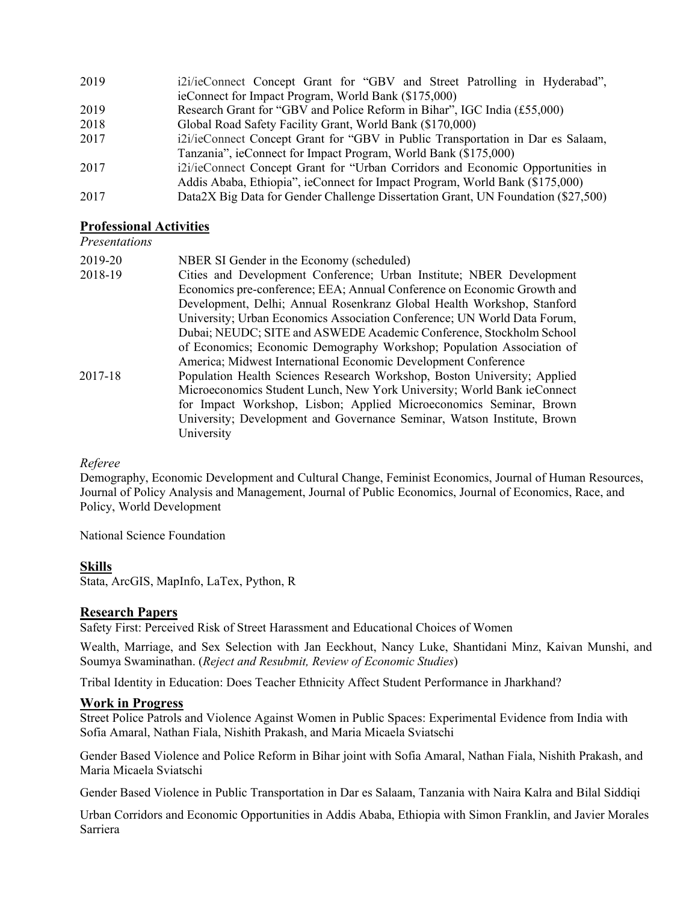| | |
|---|---|
| 2019 | i2i/ieConnect Concept Grant for "GBV and Street Patrolling in Hyderabad", ieConnect for Impact Program, World Bank ($175,000) |
| 2019 | Research Grant for "GBV and Police Reform in Bihar", IGC India (£55,000) |
| 2018 | Global Road Safety Facility Grant, World Bank ($170,000) |
| 2017 | i2i/ieConnect Concept Grant for "GBV in Public Transportation in Dar es Salaam, Tanzania", ieConnect for Impact Program, World Bank ($175,000) |
| 2017 | i2i/ieConnect Concept Grant for "Urban Corridors and Economic Opportunities in Addis Ababa, Ethiopia", ieConnect for Impact Program, World Bank ($175,000) |
| 2017 | Data2X Big Data for Gender Challenge Dissertation Grant, UN Foundation ($27,500) |

## Professional Activities

*Presentations*

| | |
|---|---|
| 2019-20 | NBER SI Gender in the Economy (scheduled) |
| 2018-19 | Cities and Development Conference; Urban Institute; NBER Development Economics pre-conference; EEA; Annual Conference on Economic Growth and Development, Delhi; Annual Rosenkranz Global Health Workshop, Stanford University; Urban Economics Association Conference; UN World Data Forum, Dubai; NEUDC; SITE and ASWEDE Academic Conference, Stockholm School of Economics; Economic Demography Workshop; Population Association of America; Midwest International Economic Development Conference |
| 2017-18 | Population Health Sciences Research Workshop, Boston University; Applied Microeconomics Student Lunch, New York University; World Bank ieConnect for Impact Workshop, Lisbon; Applied Microeconomics Seminar, Brown University; Development and Governance Seminar, Watson Institute, Brown University |

*Referee*

Demography, Economic Development and Cultural Change, Feminist Economics, Journal of Human Resources, Journal of Policy Analysis and Management, Journal of Public Economics, Journal of Economics, Race, and Policy, World Development

National Science Foundation

## Skills

Stata, ArcGIS, MapInfo, LaTex, Python, R

## Research Papers

Safety First: Perceived Risk of Street Harassment and Educational Choices of Women

Wealth, Marriage, and Sex Selection with Jan Eeckhout, Nancy Luke, Shantidani Minz, Kaivan Munshi, and Soumya Swaminathan. (*Reject and Resubmit, Review of Economic Studies*)

Tribal Identity in Education: Does Teacher Ethnicity Affect Student Performance in Jharkhand?

## Work in Progress

Street Police Patrols and Violence Against Women in Public Spaces: Experimental Evidence from India with Sofia Amaral, Nathan Fiala, Nishith Prakash, and Maria Micaela Sviatschi

Gender Based Violence and Police Reform in Bihar joint with Sofia Amaral, Nathan Fiala, Nishith Prakash, and Maria Micaela Sviatschi

Gender Based Violence in Public Transportation in Dar es Salaam, Tanzania with Naira Kalra and Bilal Siddiqi

Urban Corridors and Economic Opportunities in Addis Ababa, Ethiopia with Simon Franklin, and Javier Morales Sarriera